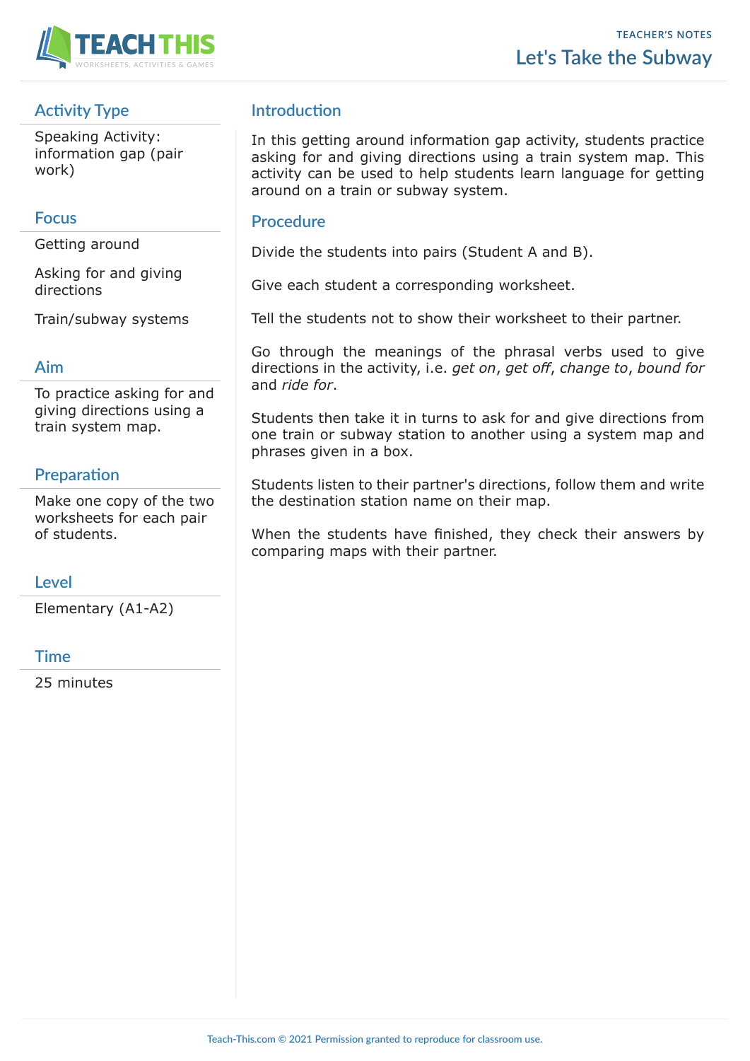# Let's Take the Subway

TEACHER'S NOTES

## Activity Type

Speaking Activity: information gap (pair work)

## Focus

Getting around

Asking for and giving directions

Train/subway systems

## Aim

To practice asking for and giving directions using a train system map.

## Preparation

Make one copy of the two worksheets for each pair of students.

## Level

Elementary (A1-A2)

## Time

25 minutes

## Introduction

In this getting around information gap activity, students practice asking for and giving directions using a train system map. This activity can be used to help students learn language for getting around on a train or subway system.

## Procedure

Divide the students into pairs (Student A and B).

Give each student a corresponding worksheet.

Tell the students not to show their worksheet to their partner.

Go through the meanings of the phrasal verbs used to give directions in the activity, i.e. *get on*, *get off*, *change to*, *bound for* and *ride for*.

Students then take it in turns to ask for and give directions from one train or subway station to another using a system map and phrases given in a box.

Students listen to their partner's directions, follow them and write the destination station name on their map.

When the students have finished, they check their answers by comparing maps with their partner.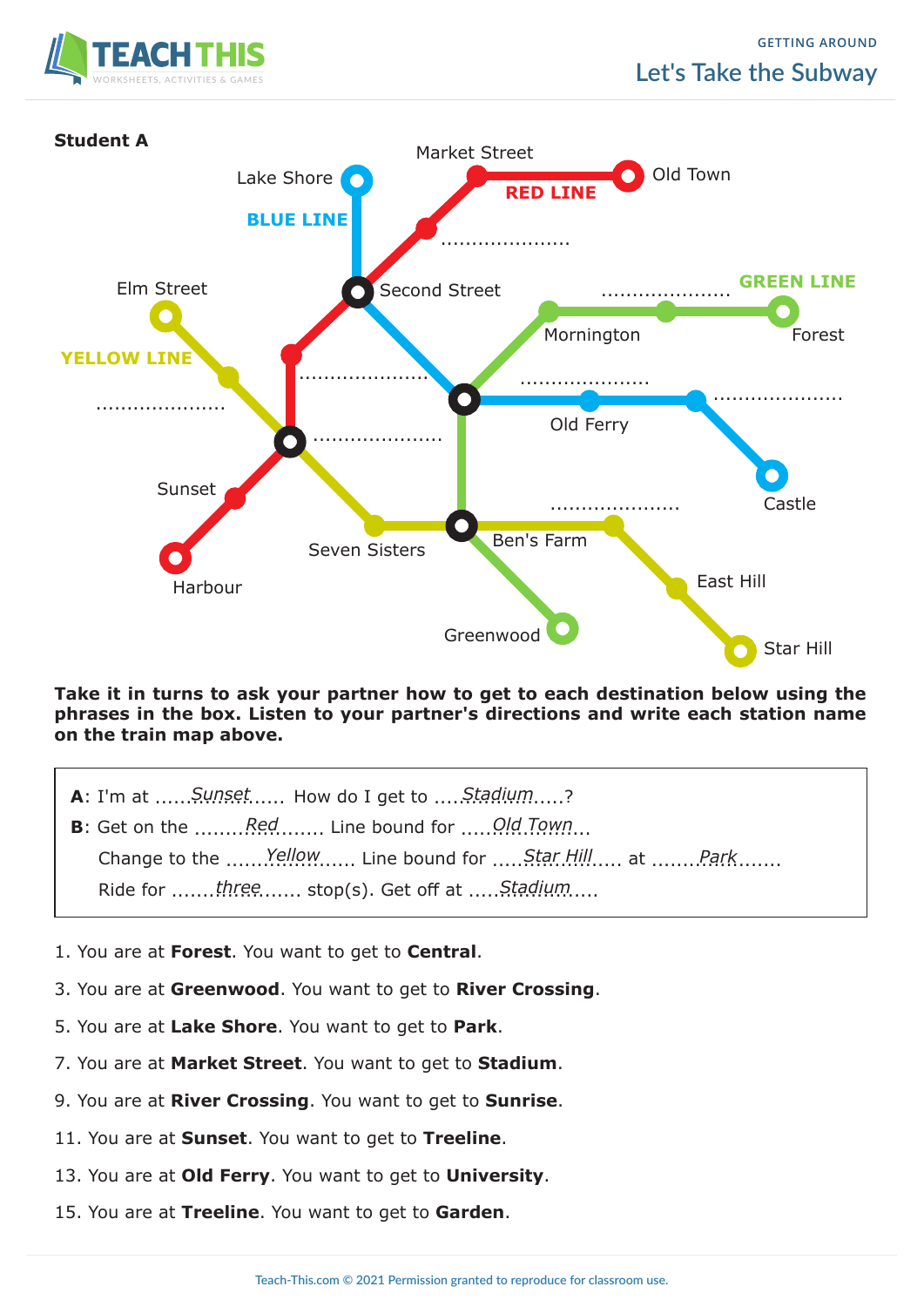**Student A**

Lake Shore

**BLUE LINE**

Market Street

Old Town

**RED LINE**

....................

Second Street

Elm Street

**YELLOW LINE**

....................

....................

....................

Mornington

**GREEN LINE**

Forest

....................

Old Ferry

....................

Castle

....................

Sunset

Harbour

Seven Sisters

Ben's Farm

East Hill

Greenwood

Star Hill

**Take it in turns to ask your partner how to get to each destination below using the phrases in the box. Listen to your partner's directions and write each station name on the train map above.**

> **A**: I'm at ......*Sunset*...... How do I get to ....*Stadium*.....?
>
> **B**: Get on the ........*Red*........ Line bound for ......*Old Town*....
>
> Change to the ......*Yellow*...... Line bound for .....*Star Hill*..... at ........*Park*.......
>
> Ride for .......*three*....... stop(s). Get off at .....*Stadium*.....

1. You are at **Forest**. You want to get to **Central**.
3. You are at **Greenwood**. You want to get to **River Crossing**.
5. You are at **Lake Shore**. You want to get to **Park**.
7. You are at **Market Street**. You want to get to **Stadium**.
9. You are at **River Crossing**. You want to get to **Sunrise**.
11. You are at **Sunset**. You want to get to **Treeline**.
13. You are at **Old Ferry**. You want to get to **University**.
15. You are at **Treeline**. You want to get to **Garden**.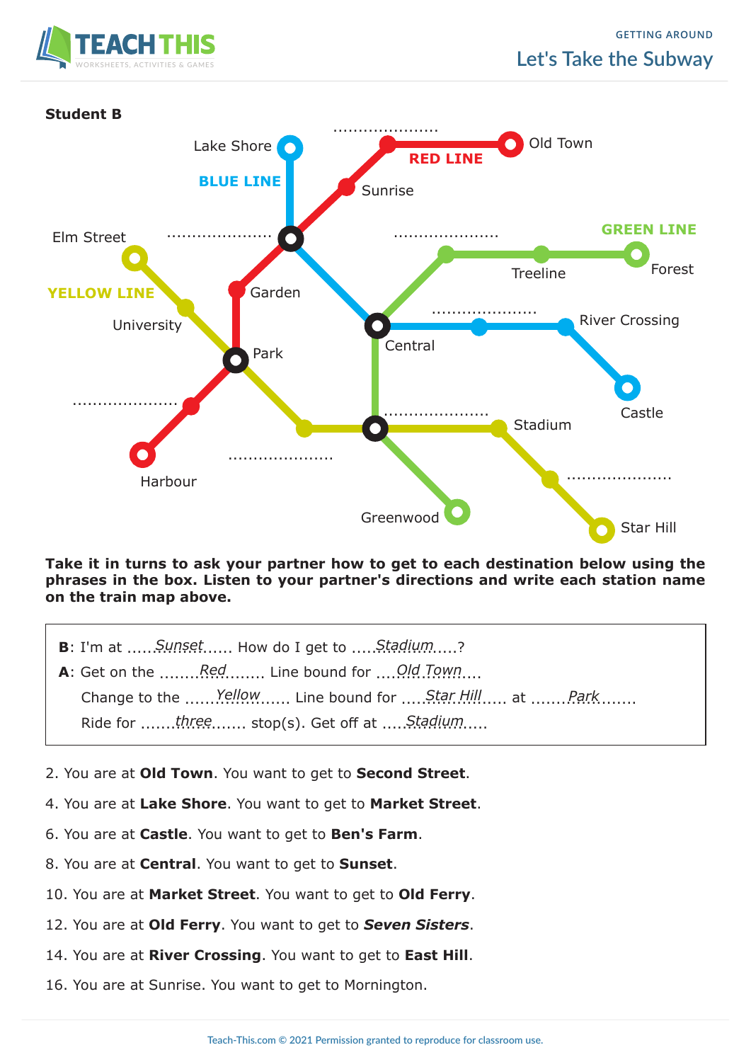**Student B**

Lake Shore
BLUE LINE
RED LINE
Old Town
Sunrise
GREEN LINE
Elm Street
Forest
Treeline
YELLOW LINE
Garden
University
River Crossing
Central
Park
Castle
Stadium
Harbour
Greenwood
Star Hill

**Take it in turns to ask your partner how to get to each destination below using the phrases in the box. Listen to your partner's directions and write each station name on the train map above.**

> **B**: I'm at .....*Sunset*...... How do I get to ....*Stadium*.....?
>
> **A**: Get on the .......*Red*........ Line bound for ....*Old Town*....
>
> Change to the ......*Yellow*...... Line bound for ....*Star Hill*..... at .......*Park*.......
>
> Ride for .......*three*....... stop(s). Get off at ....*Stadium*.....

2. You are at **Old Town**. You want to get to **Second Street**.

4. You are at **Lake Shore**. You want to get to **Market Street**.

6. You are at **Castle**. You want to get to **Ben's Farm**.

8. You are at **Central**. You want to get to **Sunset**.

10. You are at **Market Street**. You want to get to **Old Ferry**.

12. You are at **Old Ferry**. You want to get to ***Seven Sisters***.

14. You are at **River Crossing**. You want to get to **East Hill**.

16. You are at Sunrise. You want to get to Mornington.